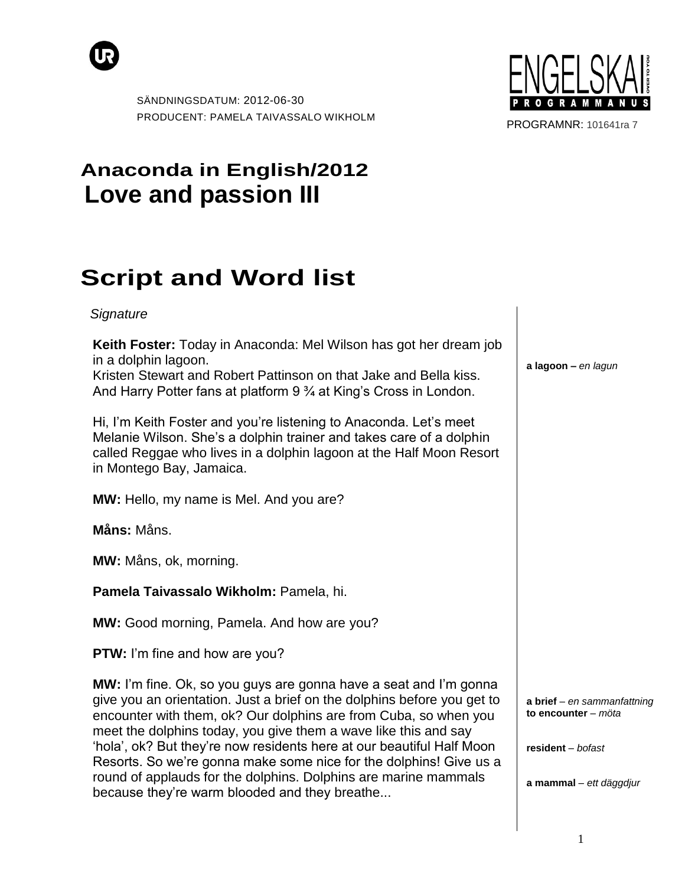SÄNDNINGSDATUM: 2012-06-30
PRODUCENT: PAMELA TAIVASSALO WIKHOLM

ENGELSKA I
PROGRAMMANUS

PROGRAMNR: 101641ra 7

# Anaconda in English/2012
# Love and passion III

# Script and Word list

*Signature*

**Keith Foster:** Today in Anaconda: Mel Wilson has got her dream job in a dolphin lagoon.
Kristen Stewart and Robert Pattinson on that Jake and Bella kiss.
And Harry Potter fans at platform 9 ¾ at King's Cross in London.

> **a lagoon –** *en lagun*

Hi, I'm Keith Foster and you're listening to Anaconda. Let's meet Melanie Wilson. She's a dolphin trainer and takes care of a dolphin called Reggae who lives in a dolphin lagoon at the Half Moon Resort in Montego Bay, Jamaica.

**MW:** Hello, my name is Mel. And you are?

**Måns:** Måns.

**MW:** Måns, ok, morning.

**Pamela Taivassalo Wikholm:** Pamela, hi.

**MW:** Good morning, Pamela. And how are you?

**PTW:** I'm fine and how are you?

**MW:** I'm fine. Ok, so you guys are gonna have a seat and I'm gonna give you an orientation. Just a brief on the dolphins before you get to encounter with them, ok? Our dolphins are from Cuba, so when you meet the dolphins today, you give them a wave like this and say 'hola', ok? But they're now residents here at our beautiful Half Moon Resorts. So we're gonna make some nice for the dolphins! Give us a round of applauds for the dolphins. Dolphins are marine mammals because they're warm blooded and they breathe...

> **a brief** – *en sammanfattning*
> **to encounter** – *möta*
> **resident** – *bofast*
> **a mammal** – *ett däggdjur*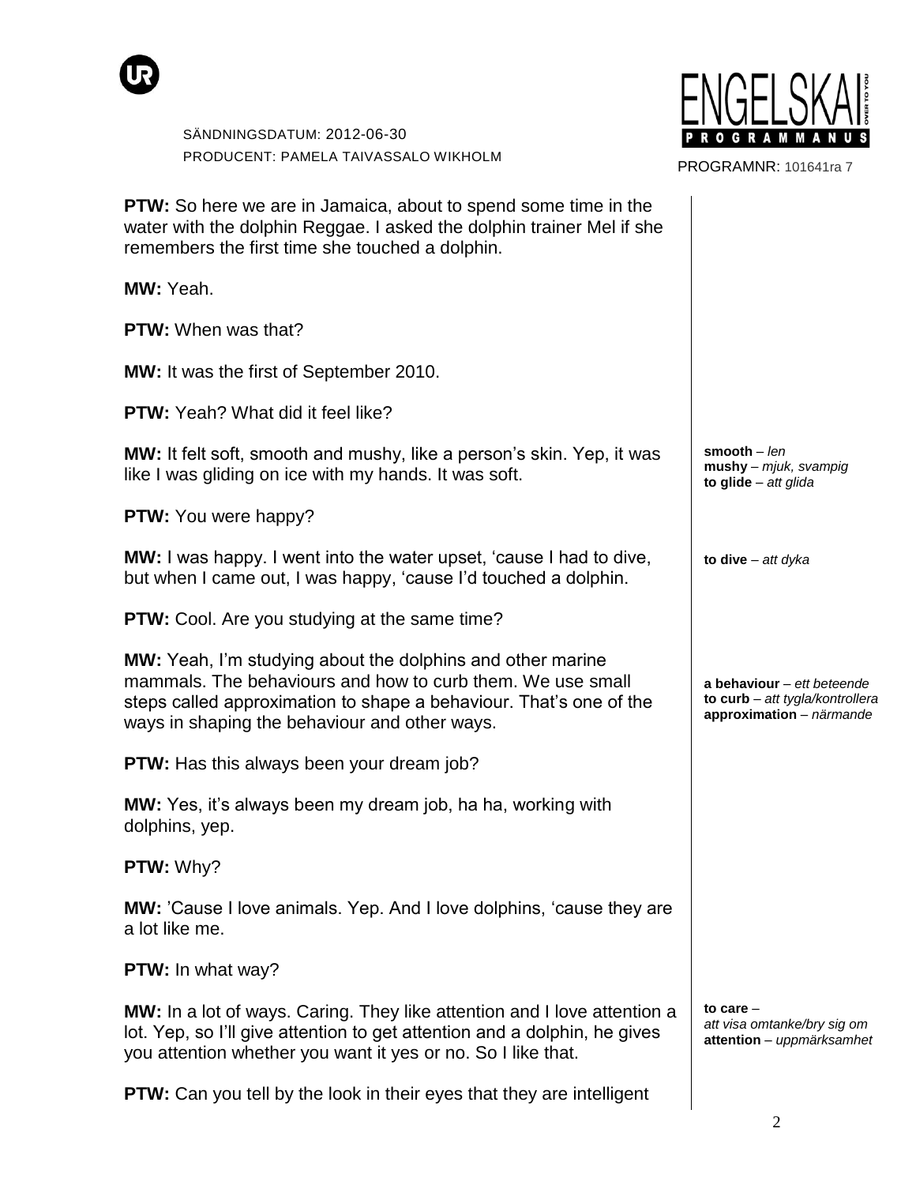**PTW:** So here we are in Jamaica, about to spend some time in the water with the dolphin Reggae. I asked the dolphin trainer Mel if she remembers the first time she touched a dolphin.

**MW:** Yeah.

**PTW:** When was that?

**MW:** It was the first of September 2010.

**PTW:** Yeah? What did it feel like?

**MW:** It felt soft, smooth and mushy, like a person's skin. Yep, it was like I was gliding on ice with my hands. It was soft.

> **smooth** – *len*
> **mushy** – *mjuk, svampig*
> **to glide** – *att glida*

**PTW:** You were happy?

**MW:** I was happy. I went into the water upset, 'cause I had to dive, but when I came out, I was happy, 'cause I'd touched a dolphin.

> **to dive** – *att dyka*

**PTW:** Cool. Are you studying at the same time?

**MW:** Yeah, I'm studying about the dolphins and other marine mammals. The behaviours and how to curb them. We use small steps called approximation to shape a behaviour. That's one of the ways in shaping the behaviour and other ways.

> **a behaviour** – *ett beteende*
> **to curb** – *att tygla/kontrollera*
> **approximation** – *närmande*

**PTW:** Has this always been your dream job?

**MW:** Yes, it's always been my dream job, ha ha, working with dolphins, yep.

**PTW:** Why?

**MW:** 'Cause I love animals. Yep. And I love dolphins, 'cause they are a lot like me.

**PTW:** In what way?

**MW:** In a lot of ways. Caring. They like attention and I love attention a lot. Yep, so I'll give attention to get attention and a dolphin, he gives you attention whether you want it yes or no. So I like that.

> **to care** – *att visa omtanke/bry sig om*
> **attention** – *uppmärksamhet*

**PTW:** Can you tell by the look in their eyes that they are intelligent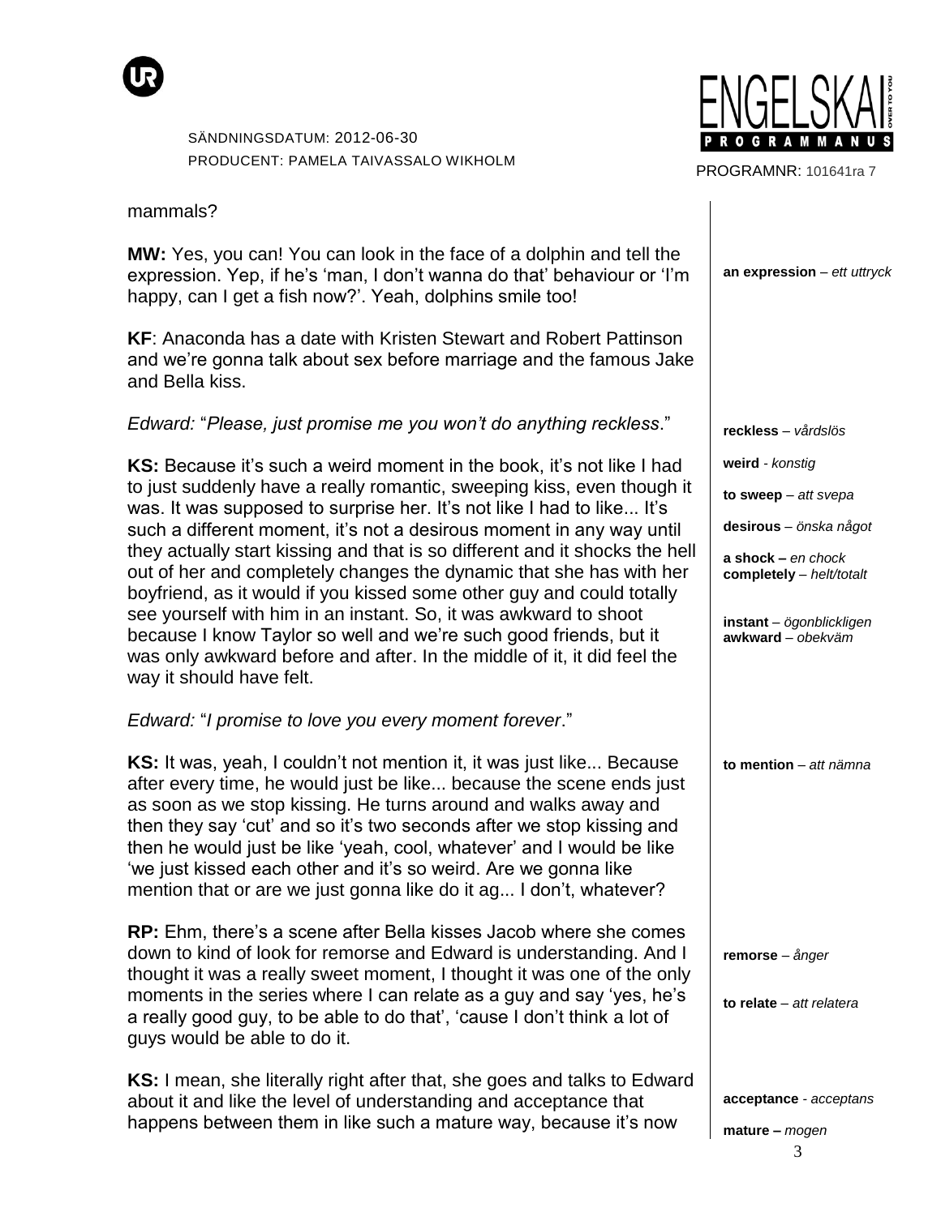mammals?

**MW:** Yes, you can! You can look in the face of a dolphin and tell the expression. Yep, if he's 'man, I don't wanna do that' behaviour or 'I'm happy, can I get a fish now?'. Yeah, dolphins smile too!

**an expression** – *ett uttryck*

**KF**: Anaconda has a date with Kristen Stewart and Robert Pattinson and we're gonna talk about sex before marriage and the famous Jake and Bella kiss.

*Edward:* "*Please, just promise me you won't do anything reckless*."

**reckless** – *vårdslös*

**KS:** Because it's such a weird moment in the book, it's not like I had to just suddenly have a really romantic, sweeping kiss, even though it was. It was supposed to surprise her. It's not like I had to like... It's such a different moment, it's not a desirous moment in any way until they actually start kissing and that is so different and it shocks the hell out of her and completely changes the dynamic that she has with her boyfriend, as it would if you kissed some other guy and could totally see yourself with him in an instant. So, it was awkward to shoot because I know Taylor so well and we're such good friends, but it was only awkward before and after. In the middle of it, it did feel the way it should have felt.

**weird** - *konstig*

**to sweep** – *att svepa*

**desirous** – *önska något*

**a shock –** *en chock*

**completely** – *helt/totalt*

**instant** – *ögonblickligen*

**awkward** – *obekväm*

*Edward:* "*I promise to love you every moment forever*."

**KS:** It was, yeah, I couldn't not mention it, it was just like... Because after every time, he would just be like... because the scene ends just as soon as we stop kissing. He turns around and walks away and then they say 'cut' and so it's two seconds after we stop kissing and then he would just be like 'yeah, cool, whatever' and I would be like 'we just kissed each other and it's so weird. Are we gonna like mention that or are we just gonna like do it ag... I don't, whatever?

**to mention** – *att nämna*

**RP:** Ehm, there's a scene after Bella kisses Jacob where she comes down to kind of look for remorse and Edward is understanding. And I thought it was a really sweet moment, I thought it was one of the only moments in the series where I can relate as a guy and say 'yes, he's a really good guy, to be able to do that', 'cause I don't think a lot of guys would be able to do it.

**remorse** – *ånger*

**to relate** – *att relatera*

**KS:** I mean, she literally right after that, she goes and talks to Edward about it and like the level of understanding and acceptance that happens between them in like such a mature way, because it's now

**acceptance** - *acceptans*

**mature –** *mogen*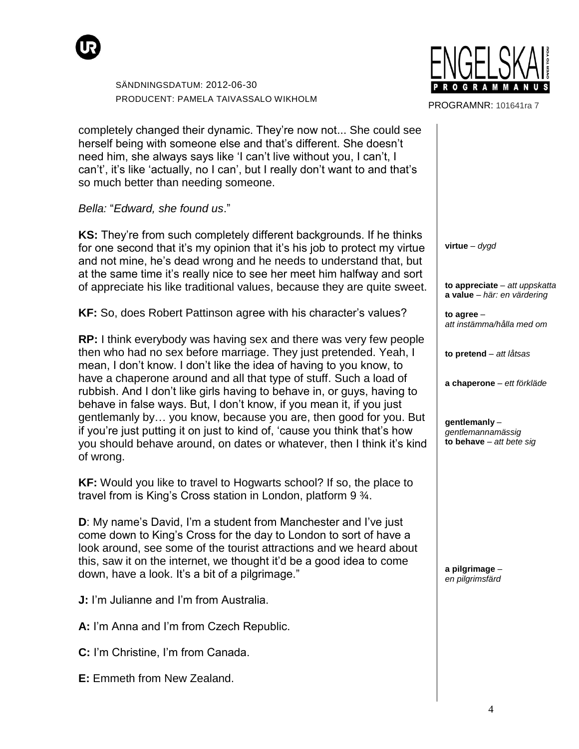completely changed their dynamic. They're now not... She could see herself being with someone else and that's different. She doesn't need him, she always says like 'I can't live without you, I can't, I can't', it's like 'actually, no I can', but I really don't want to and that's so much better than needing someone.

*Bella:* "*Edward, she found us*."

**KS:** They're from such completely different backgrounds. If he thinks for one second that it's my opinion that it's his job to protect my virtue and not mine, he's dead wrong and he needs to understand that, but at the same time it's really nice to see her meet him halfway and sort of appreciate his like traditional values, because they are quite sweet.

**KF:** So, does Robert Pattinson agree with his character's values?

**RP:** I think everybody was having sex and there was very few people then who had no sex before marriage. They just pretended. Yeah, I mean, I don't know. I don't like the idea of having to you know, to have a chaperone around and all that type of stuff. Such a load of rubbish. And I don't like girls having to behave in, or guys, having to behave in false ways. But, I don't know, if you mean it, if you just gentlemanly by… you know, because you are, then good for you. But if you're just putting it on just to kind of, 'cause you think that's how you should behave around, on dates or whatever, then I think it's kind of wrong.

**KF:** Would you like to travel to Hogwarts school? If so, the place to travel from is King's Cross station in London, platform 9 ¾.

**D**: My name's David, I'm a student from Manchester and I've just come down to King's Cross for the day to London to sort of have a look around, see some of the tourist attractions and we heard about this, saw it on the internet, we thought it'd be a good idea to come down, have a look. It's a bit of a pilgrimage."

**J:** I'm Julianne and I'm from Australia.

**A:** I'm Anna and I'm from Czech Republic.

**C:** I'm Christine, I'm from Canada.

**E:** Emmeth from New Zealand.

---

**virtue** – *dygd*

**to appreciate** – *att uppskatta*
**a value** – *här: en värdering*

**to agree** – *att instämma/hålla med om*

**to pretend** – *att låtsas*

**a chaperone** – *ett förkläde*

**gentlemanly** – *gentlemannamässig*
**to behave** – *att bete sig*

**a pilgrimage** – *en pilgrimsfärd*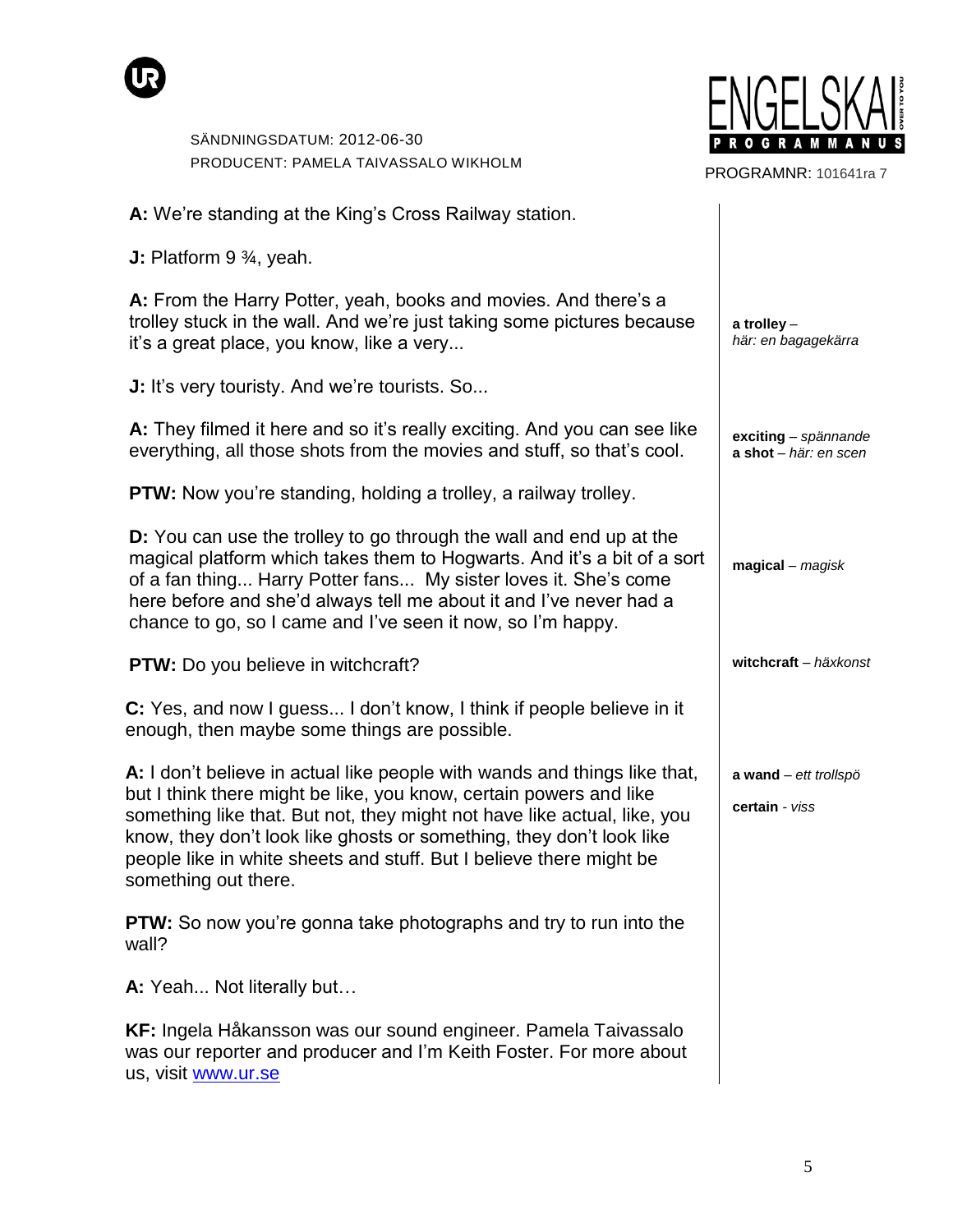SÄNDNINGSDATUM: 2012-06-30
PRODUCENT: PAMELA TAIVASSALO WIKHOLM

ENGELSKA I — PROGRAMMANUS

PROGRAMNR: 101641ra 7

**A:** We're standing at the King's Cross Railway station.

**J:** Platform 9 ¾, yeah.

**A:** From the Harry Potter, yeah, books and movies. And there's a trolley stuck in the wall. And we're just taking some pictures because it's a great place, you know, like a very...

> **a trolley** – *här: en bagagekärra*

**J:** It's very touristy. And we're tourists. So...

**A:** They filmed it here and so it's really exciting. And you can see like everything, all those shots from the movies and stuff, so that's cool.

> **exciting** – *spännande*
> **a shot** – *här: en scen*

**PTW:** Now you're standing, holding a trolley, a railway trolley.

**D:** You can use the trolley to go through the wall and end up at the magical platform which takes them to Hogwarts. And it's a bit of a sort of a fan thing... Harry Potter fans... My sister loves it. She's come here before and she'd always tell me about it and I've never had a chance to go, so I came and I've seen it now, so I'm happy.

> **magical** – *magisk*

**PTW:** Do you believe in witchcraft?

> **witchcraft** – *häxkonst*

**C:** Yes, and now I guess... I don't know, I think if people believe in it enough, then maybe some things are possible.

**A:** I don't believe in actual like people with wands and things like that, but I think there might be like, you know, certain powers and like something like that. But not, they might not have like actual, like, you know, they don't look like ghosts or something, they don't look like people like in white sheets and stuff. But I believe there might be something out there.

> **a wand** – *ett trollspö*
> **certain** - *viss*

**PTW:** So now you're gonna take photographs and try to run into the wall?

**A:** Yeah... Not literally but…

**KF:** Ingela Håkansson was our sound engineer. Pamela Taivassalo was our reporter and producer and I'm Keith Foster. For more about us, visit [www.ur.se](http://www.ur.se)